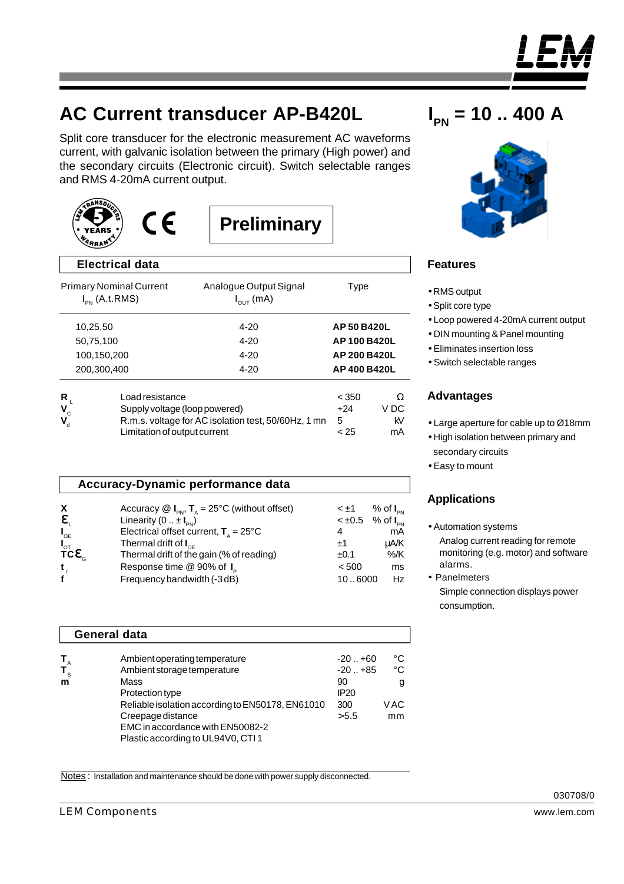# AC Current transducer AP-B420L

## $I_{PN}$ = 10 .. 400 A

Split core transducer for the electronic measurement AC waveforms current, with galvanic isolation between the primary (High power) and the secondary circuits (Electronic circuit). Switch selectable ranges and RMS 4-20mA current output.

**Preliminary**

## Electrical data

| Primary Nominal Current $I_{PN}$ (A.t.RMS) | Analogue Output Signal $I_{OUT}$ (mA) | Type |
|---|---|---|
| 10,25,50 | 4-20 | **AP 50 B420L** |
| 50,75,100 | 4-20 | **AP 100 B420L** |
| 100,150,200 | 4-20 | **AP 200 B420L** |
| 200,300,400 | 4-20 | **AP 400 B420L** |

| | | | |
|---|---|---|---|
| $R_L$ | Load resistance | < 350 | Ω |
| $V_C$ | Supply voltage (loop powered) | +24 | V DC |
| $V_d$ | R.m.s. voltage for AC isolation test, 50/60Hz, 1 mn | 5 | kV |
| | Limitation of output current | < 25 | mA |

## Accuracy-Dynamic performance data

| | | | |
|---|---|---|---|
| $X$ | Accuracy @ $I_{PN}$, $T_A$ = 25°C (without offset) | < ±1 | % of $I_{PN}$ |
| $\varepsilon_L$ | Linearity (0 .. ± $I_{PN}$) | < ±0.5 | % of $I_{PN}$ |
| $I_{OE}$ | Electrical offset current, $T_A$ = 25°C | 4 | mA |
| $I_{OT}$ | Thermal drift of $I_{OE}$ | ±1 | µA/K |
| $TC\varepsilon_G$ | Thermal drift of the gain (% of reading) | ±0.1 | %/K |
| $t_r$ | Response time @ 90% of $I_P$ | < 500 | ms |
| $f$ | Frequency bandwidth (-3 dB) | 10 .. 6000 | Hz |

## General data

| | | | |
|---|---|---|---|
| $T_A$ | Ambient operating temperature | -20 .. +60 | °C |
| $T_S$ | Ambient storage temperature | -20 .. +85 | °C |
| m | Mass | 90 | g |
| | Protection type | IP20 | |
| | Reliable isolation according to EN50178, EN61010 | 300 | VAC |
| | Creepage distance | >5.5 | mm |
| | EMC in accordance with EN50082-2 | | |
| | Plastic according to UL94V0, CTI 1 | | |

Notes : Installation and maintenance should be done with power supply disconnected.

## Features

- RMS output
- Split core type
- Loop powered 4-20mA current output
- DIN mounting & Panel mounting
- Eliminates insertion loss
- Switch selectable ranges

## Advantages

- Large aperture for cable up to Ø18mm
- High isolation between primary and secondary circuits
- Easy to mount

## Applications

- Automation systems
  Analog current reading for remote monitoring (e.g. motor) and software alarms.
- Panelmeters
  Simple connection displays power consumption.

030708/0

LEM Components

www.lem.com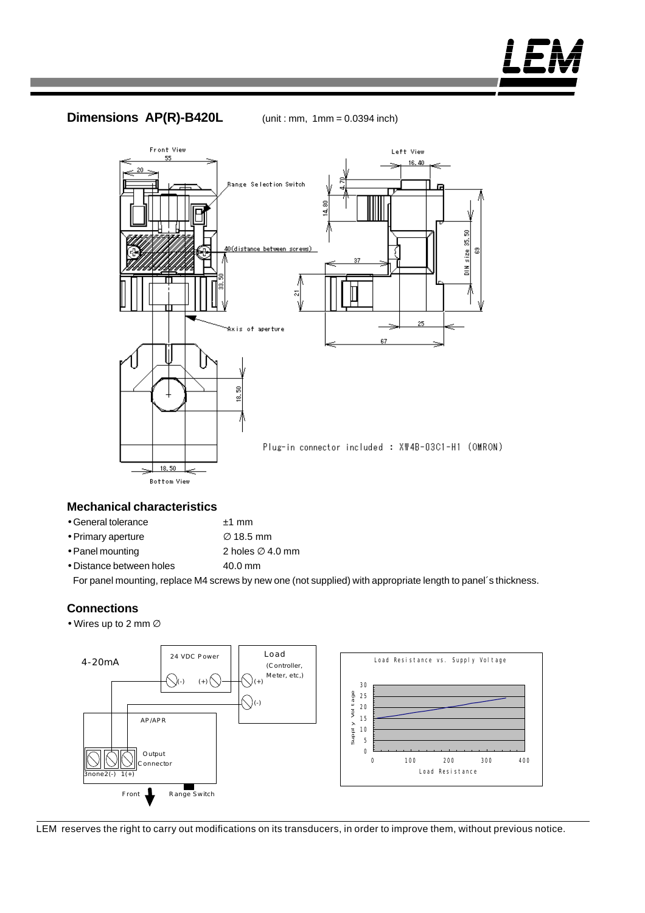## Dimensions AP(R)-B420L

(unit : mm, 1mm = 0.0394 inch)

Front View

55

20

Range Selection Switch

40(distance between screws)

33.50

Axis of aperture

18.50

18.50

Bottom View

Left View

16.40

4.70

14.80

37

21

25

67

DIN size 35.50

69

Plug-in connector included : XW4B-03C1-H1 (OMRON)

## Mechanical characteristics

- General tolerance ±1 mm
- Primary aperture ∅ 18.5 mm
- Panel mounting 2 holes ∅ 4.0 mm
- Distance between holes 40.0 mm

For panel mounting, replace M4 screws by new one (not supplied) with appropriate length to panel´s thickness.

## Connections

- Wires up to 2 mm ∅

4-20mA

24 VDC Power

(-) (+)

Load (Controller, Meter, etc,)

(+)

(-)

AP/APR

Output Connector

3none2(-) 1(+)

Front

Range Switch

Load Resistance vs. Supply Voltage

Supply Voltage

30
25
20
15
10
5
0

0 100 200 300 400

Load Resistance

LEM reserves the right to carry out modifications on its transducers, in order to improve them, without previous notice.